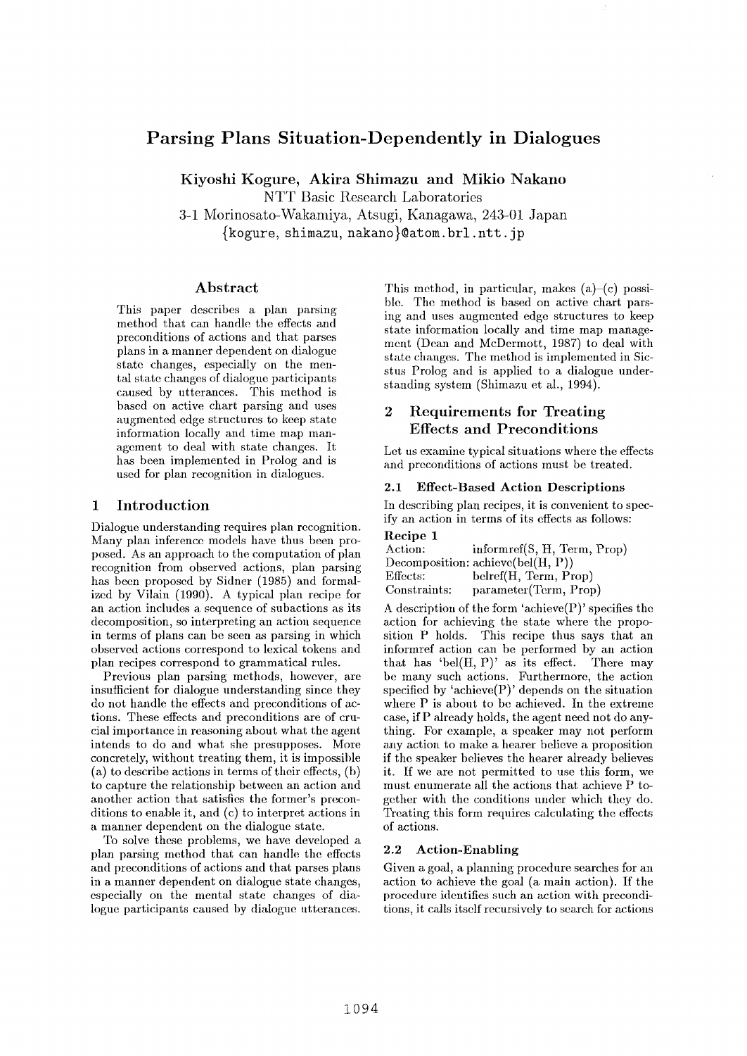# Parsing Plans Situation-Dependently in Dialogues

**Kiyoshi Kogure, Akira Shimazu and Mikio Nakano**
NTT Basic Research Laboratories
3-1 Morinosato-Wakamiya, Atsugi, Kanagawa, 243-01 Japan
{kogure, shimazu, nakano}@atom.brl.ntt.jp

## Abstract

This paper describes a plan parsing method that can handle the effects and preconditions of actions and that parses plans in a manner dependent on dialogue state changes, especially on the mental state changes of dialogue participants caused by utterances. This method is based on active chart parsing and uses augmented edge structures to keep state information locally and time map management to deal with state changes. It has been implemented in Prolog and is used for plan recognition in dialogues.

## 1 Introduction

Dialogue understanding requires plan recognition. Many plan inference models have thus been proposed. As an approach to the computation of plan recognition from observed actions, plan parsing has been proposed by Sidner (1985) and formalized by Vilain (1990). A typical plan recipe for an action includes a sequence of subactions as its decomposition, so interpreting an action sequence in terms of plans can be seen as parsing in which observed actions correspond to lexical tokens and plan recipes correspond to grammatical rules.

Previous plan parsing methods, however, are insufficient for dialogue understanding since they do not handle the effects and preconditions of actions. These effects and preconditions are of crucial importance in reasoning about what the agent intends to do and what she presupposes. More concretely, without treating them, it is impossible (a) to describe actions in terms of their effects, (b) to capture the relationship between an action and another action that satisfies the former's preconditions to enable it, and (c) to interpret actions in a manner dependent on the dialogue state.

To solve these problems, we have developed a plan parsing method that can handle the effects and preconditions of actions and that parses plans in a manner dependent on dialogue state changes, especially on the mental state changes of dialogue participants caused by dialogue utterances. This method, in particular, makes (a)–(c) possible. The method is based on active chart parsing and uses augmented edge structures to keep state information locally and time map management (Dean and McDermott, 1987) to deal with state changes. The method is implemented in Sicstus Prolog and is applied to a dialogue understanding system (Shimazu et al., 1994).

## 2 Requirements for Treating Effects and Preconditions

Let us examine typical situations where the effects and preconditions of actions must be treated.

### 2.1 Effect-Based Action Descriptions

In describing plan recipes, it is convenient to specify an action in terms of its effects as follows:

**Recipe 1**

| | |
|---|---|
| Action: | informref(S, H, Term, Prop) |
| Decomposition: | achieve(bel(H, P)) |
| Effects: | belref(H, Term, Prop) |
| Constraints: | parameter(Term, Prop) |

A description of the form 'achieve(P)' specifies the action for achieving the state where the proposition P holds. This recipe thus says that an informref action can be performed by an action that has 'bel(H, P)' as its effect. There may be many such actions. Furthermore, the action specified by 'achieve(P)' depends on the situation where P is about to be achieved. In the extreme case, if P already holds, the agent need not do anything. For example, a speaker may not perform any action to make a hearer believe a proposition if the speaker believes the hearer already believes it. If we are not permitted to use this form, we must enumerate all the actions that achieve P together with the conditions under which they do. Treating this form requires calculating the effects of actions.

### 2.2 Action-Enabling

Given a goal, a planning procedure searches for an action to achieve the goal (a main action). If the procedure identifies such an action with preconditions, it calls itself recursively to search for actions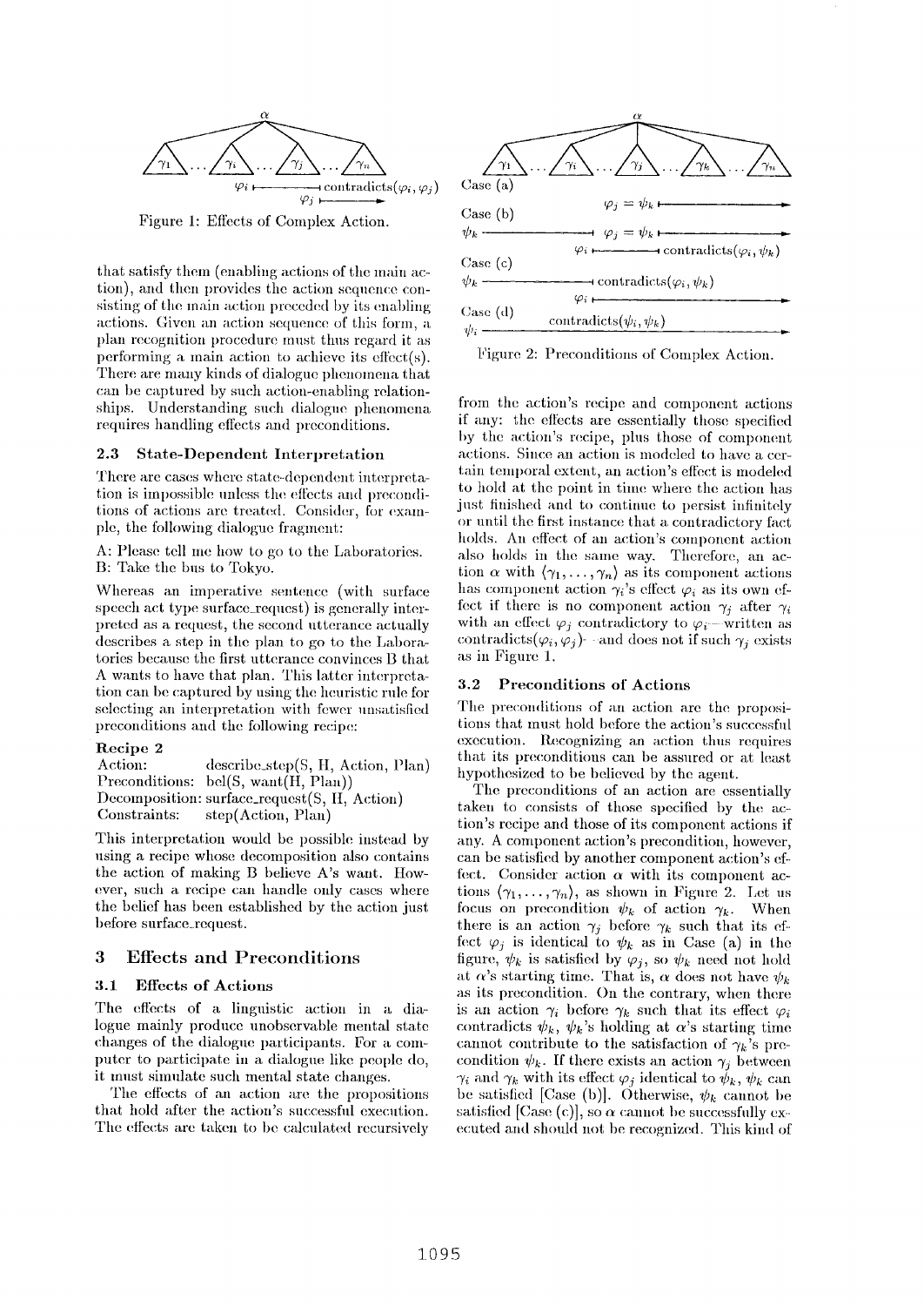Figure 1: Effects of Complex Action.

that satisfy them (enabling actions of the main action), and then provides the action sequence consisting of the main action preceded by its enabling actions. Given an action sequence of this form, a plan recognition procedure must thus regard it as performing a main action to achieve its effect(s). There are many kinds of dialogue phenomena that can be captured by such action-enabling relationships. Understanding such dialogue phenomena requires handling effects and preconditions.

### 2.3 State-Dependent Interpretation

There are cases where state-dependent interpretation is impossible unless the effects and preconditions of actions are treated. Consider, for example, the following dialogue fragment:

A: Please tell me how to go to the Laboratories.
B: Take the bus to Tokyo.

Whereas an imperative sentence (with surface speech act type surface_request) is generally interpreted as a request, the second utterance actually describes a step in the plan to go to the Laboratories because the first utterance convinces B that A wants to have that plan. This latter interpretation can be captured by using the heuristic rule for selecting an interpretation with fewer unsatisfied preconditions and the following recipe:

**Recipe 2**
Action: describe_step(S, H, Action, Plan)
Preconditions: bel(S, want(H, Plan))
Decomposition: surface_request(S, H, Action)
Constraints: step(Action, Plan)

This interpretation would be possible instead by using a recipe whose decomposition also contains the action of making B believe A's want. However, such a recipe can handle only cases where the belief has been established by the action just before surface_request.

## 3 Effects and Preconditions

### 3.1 Effects of Actions

The effects of a linguistic action in a dialogue mainly produce unobservable mental state changes of the dialogue participants. For a computer to participate in a dialogue like people do, it must simulate such mental state changes.

The effects of an action are the propositions that hold after the action's successful execution. The effects are taken to be calculated recursively from the action's recipe and component actions if any: the effects are essentially those specified by the action's recipe, plus those of component actions. Since an action is modeled to have a certain temporal extent, an action's effect is modeled to hold at the point in time where the action has just finished and to continue to persist infinitely or until the first instance that a contradictory fact holds. An effect of an action's component action also holds in the same way. Therefore, an action $\alpha$ with $\langle \gamma_1, \ldots, \gamma_n \rangle$ as its component actions has component action $\gamma_i$'s effect $\varphi_i$ as its own effect if there is no component action $\gamma_j$ after $\gamma_i$ with an effect $\varphi_j$ contradictory to $\varphi_i$—written as contradicts($\varphi_i, \varphi_j$)—and does not if such $\gamma_j$ exists as in Figure 1.

Figure 2: Preconditions of Complex Action.

### 3.2 Preconditions of Actions

The preconditions of an action are the propositions that must hold before the action's successful execution. Recognizing an action thus requires that its preconditions can be assured or at least hypothesized to be believed by the agent.

The preconditions of an action are essentially taken to consists of those specified by the action's recipe and those of its component actions if any. A component action's precondition, however, can be satisfied by another component action's effect. Consider action $\alpha$ with its component actions $\langle \gamma_1, \ldots, \gamma_n \rangle$, as shown in Figure 2. Let us focus on precondition $\psi_k$ of action $\gamma_k$. When there is an action $\gamma_j$ before $\gamma_k$ such that its effect $\varphi_j$ is identical to $\psi_k$ as in Case (a) in the figure, $\psi_k$ is satisfied by $\varphi_j$, so $\psi_k$ need not hold at $\alpha$'s starting time. That is, $\alpha$ does not have $\psi_k$ as its precondition. On the contrary, when there is an action $\gamma_i$ before $\gamma_k$ such that its effect $\varphi_i$ contradicts $\psi_k$, $\psi_k$'s holding at $\alpha$'s starting time cannot contribute to the satisfaction of $\gamma_k$'s precondition $\psi_k$. If there exists an action $\gamma_j$ between $\gamma_i$ and $\gamma_k$ with its effect $\varphi_j$ identical to $\psi_k$, $\psi_k$ can be satisfied [Case (b)]. Otherwise, $\psi_k$ cannot be satisfied [Case (c)], so $\alpha$ cannot be successfully executed and should not be recognized. This kind of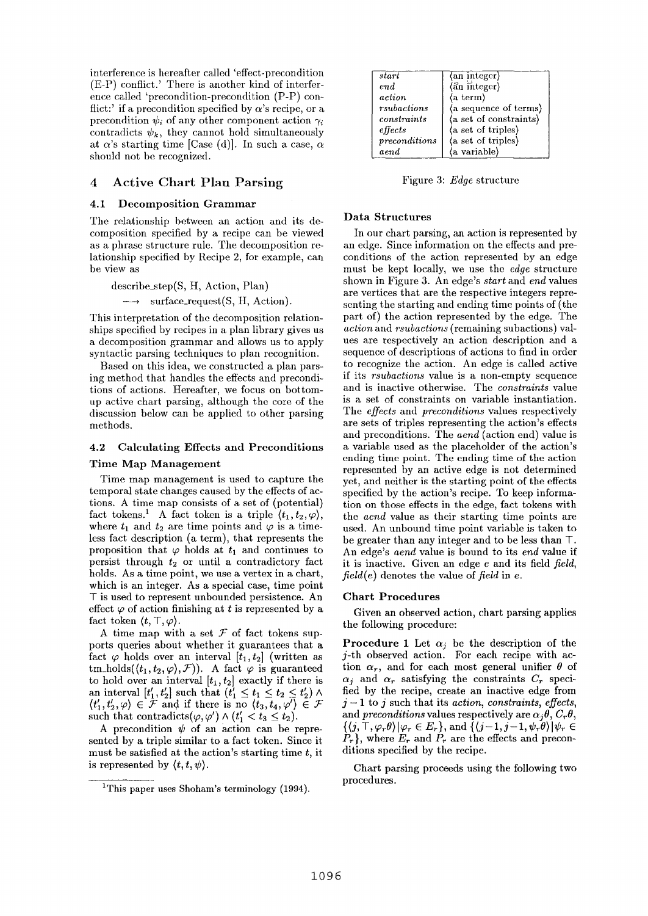interference is hereafter called 'effect-precondition (E-P) conflict.' There is another kind of interference called 'precondition-precondition (P-P) conflict:' if a precondition specified by $\alpha$'s recipe, or a precondition $\psi_i$ of any other component action $\gamma_i$ contradicts $\psi_k$, they cannot hold simultaneously at $\alpha$'s starting time [Case (d)]. In such a case, $\alpha$ should not be recognized.

## 4 Active Chart Plan Parsing

### 4.1 Decomposition Grammar

The relationship between an action and its decomposition specified by a recipe can be viewed as a phrase structure rule. The decomposition relationship specified by Recipe 2, for example, can be view as

describe_step(S, H, Action, Plan)
$\longrightarrow$ surface_request(S, H, Action).

This interpretation of the decomposition relationships specified by recipes in a plan library gives us a decomposition grammar and allows us to apply syntactic parsing techniques to plan recognition.

Based on this idea, we constructed a plan parsing method that handles the effects and preconditions of actions. Hereafter, we focus on bottom-up active chart parsing, although the core of the discussion below can be applied to other parsing methods.

### 4.2 Calculating Effects and Preconditions

#### Time Map Management

Time map management is used to capture the temporal state changes caused by the effects of actions. A time map consists of a set of (potential) fact tokens.[1] A fact token is a triple $\langle t_1, t_2, \varphi \rangle$, where $t_1$ and $t_2$ are time points and $\varphi$ is a timeless fact description (a term), that represents the proposition that $\varphi$ holds at $t_1$ and continues to persist through $t_2$ or until a contradictory fact holds. As a time point, we use a vertex in a chart, which is an integer. As a special case, time point $\top$ is used to represent unbounded persistence. An effect $\varphi$ of action finishing at $t$ is represented by a fact token $\langle t, \top, \varphi \rangle$.

A time map with a set $\mathcal{F}$ of fact tokens supports queries about whether it guarantees that a fact $\varphi$ holds over an interval $[t_1, t_2]$ (written as tm_holds($\langle t_1, t_2, \varphi \rangle, \mathcal{F}$)). A fact $\varphi$ is guaranteed to hold over an interval $[t_1, t_2]$ exactly if there is an interval $[t'_1, t'_2]$ such that $(t'_1 \leq t_1 \leq t_2 \leq t'_2) \wedge \langle t'_1, t'_2, \varphi \rangle \in \mathcal{F}$ and if there is no $\langle t_3, t_4, \varphi' \rangle \in \mathcal{F}$ such that contradicts$(\varphi, \varphi') \wedge (t'_1 < t_3 \leq t_2)$.

A precondition $\psi$ of an action can be represented by a triple similar to a fact token. Since it must be satisfied at the action's starting time $t$, it is represented by $\langle t, t, \psi \rangle$.

[1] This paper uses Shoham's terminology (1994).

| | |
|---|---|
| *start* | ⟨an integer⟩ |
| *end* | ⟨an integer⟩ |
| *action* | ⟨a term⟩ |
| *rsubactions* | ⟨a sequence of terms⟩ |
| *constraints* | ⟨a set of constraints⟩ |
| *effects* | ⟨a set of triples⟩ |
| *preconditions* | ⟨a set of triples⟩ |
| *aend* | ⟨a variable⟩ |

Figure 3: *Edge* structure

#### Data Structures

In our chart parsing, an action is represented by an edge. Since information on the effects and preconditions of the action represented by an edge must be kept locally, we use the *edge* structure shown in Figure 3. An edge's *start* and *end* values are vertices that are the respective integers representing the starting and ending time points of (the part of) the action represented by the edge. The *action* and *rsubactions* (remaining subactions) values are respectively an action description and a sequence of descriptions of actions to find in order to recognize the action. An edge is called active if its *rsubactions* value is a non-empty sequence and is inactive otherwise. The *constraints* value is a set of constraints on variable instantiation. The *effects* and *preconditions* values respectively are sets of triples representing the action's effects and preconditions. The *aend* (action end) value is a variable used as the placeholder of the action's ending time point. The ending time of the action represented by an active edge is not determined yet, and neither is the starting point of the effects specified by the action's recipe. To keep information on those effects in the edge, fact tokens with the *aend* value as their starting time points are used. An unbound time point variable is taken to be greater than any integer and to be less than $\top$. An edge's *aend* value is bound to its *end* value if it is inactive. Given an edge $e$ and its field *field*, *field*$(e)$ denotes the value of *field* in $e$.

#### Chart Procedures

Given an observed action, chart parsing applies the following procedure:

**Procedure 1** Let $\alpha_j$ be the description of the $j$-th observed action. For each recipe with action $\alpha_r$, and for each most general unifier $\theta$ of $\alpha_j$ and $\alpha_r$ satisfying the constraints $C_r$ specified by the recipe, create an inactive edge from $j-1$ to $j$ such that its *action*, *constraints*, *effects*, and *preconditions* values respectively are $\alpha_j\theta$, $C_r\theta$, $\{\langle j, \top, \varphi_r\theta \rangle | \varphi_r \in E_r\}$, and $\{\langle j-1, j-1, \psi_r\theta \rangle | \psi_r \in P_r\}$, where $E_r$ and $P_r$ are the effects and preconditions specified by the recipe.

Chart parsing proceeds using the following two procedures.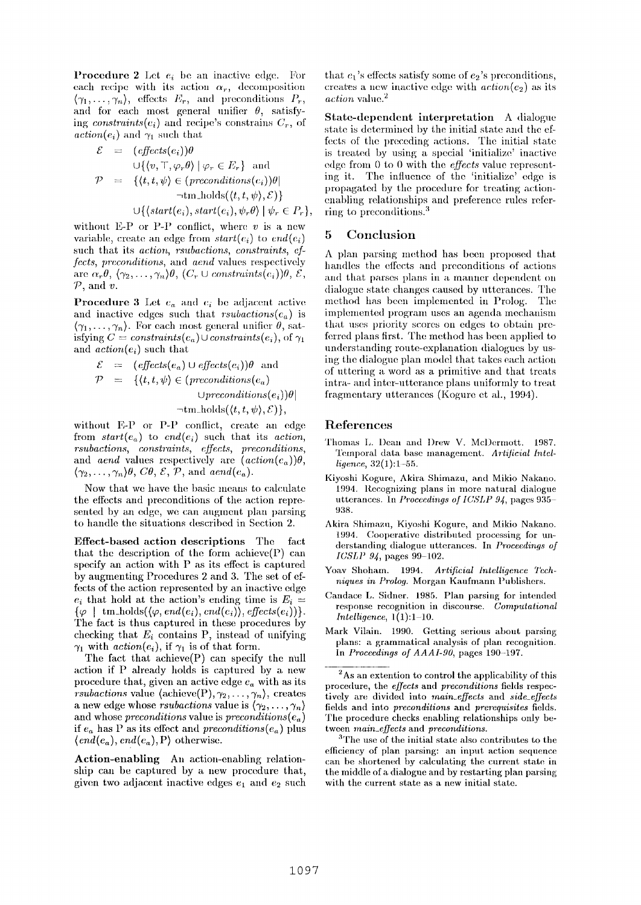**Procedure 2** Let $e_i$ be an inactive edge. For each recipe with its action $\alpha_r$, decomposition $\langle \gamma_1, \ldots, \gamma_n \rangle$, effects $E_r$, and preconditions $P_r$, and for each most general unifier $\theta$, satisfying *constraints*($e_i$) and recipe's constrains $C_r$, of *action*($e_i$) and $\gamma_1$ such that

$$
\begin{aligned}
\mathcal{E} &= (\mathit{effects}(e_i))\theta \\
&\quad \cup \{\langle v, \top, \varphi_r\theta \rangle \mid \varphi_r \in E_r\} \text{ and} \\
\mathcal{P} &= \{\langle t, t, \psi \rangle \in (\mathit{preconditions}(e_i))\theta \mid \\
&\qquad \neg\text{tm\_holds}(\langle t, t, \psi \rangle, \mathcal{E})\} \\
&\quad \cup \{\langle \mathit{start}(e_i), \mathit{start}(e_i), \psi_r\theta \rangle \mid \psi_r \in P_r\},
\end{aligned}
$$

without E-P or P-P conflict, where $v$ is a new variable, create an edge from *start*($e_i$) to *end*($e_i$) such that its *action*, *rsubactions*, *constraints*, *effects*, *preconditions*, and *aend* values respectively are $\alpha_r\theta$, $\langle \gamma_2, \ldots, \gamma_n \rangle\theta$, $(C_r \cup \mathit{constraints}(e_i))\theta$, $\mathcal{E}$, $\mathcal{P}$, and $v$.

**Procedure 3** Let $e_a$ and $e_i$ be adjacent active and inactive edges such that *rsubactions*($e_a$) is $\langle \gamma_1, \ldots, \gamma_n \rangle$. For each most general unifier $\theta$, satisfying $C = \mathit{constraints}(e_a) \cup \mathit{constraints}(e_i)$, of $\gamma_1$ and *action*($e_i$) such that

$$
\begin{aligned}
\mathcal{E} &= (\mathit{effects}(e_a) \cup \mathit{effects}(e_i))\theta \text{ and} \\
\mathcal{P} &= \{\langle t, t, \psi \rangle \in (\mathit{preconditions}(e_a) \\
&\qquad \cup \mathit{preconditions}(e_i))\theta \mid \\
&\qquad \neg\text{tm\_holds}(\langle t, t, \psi \rangle, \mathcal{E})\},
\end{aligned}
$$

without E-P or P-P conflict, create an edge from *start*($e_a$) to *end*($e_i$) such that its *action*, *rsubactions*, *constraints*, *effects*, *preconditions*, and *aend* values respectively are $(\mathit{action}(e_a))\theta$, $\langle \gamma_2, \ldots, \gamma_n \rangle\theta$, $C\theta$, $\mathcal{E}$, $\mathcal{P}$, and *aend*($e_a$).

Now that we have the basic means to calculate the effects and preconditions of the action represented by an edge, we can augment plan parsing to handle the situations described in Section 2.

**Effect-based action descriptions** The fact that the description of the form achieve(P) can specify an action with P as its effect is captured by augmenting Procedures 2 and 3. The set of effects of the action represented by an inactive edge $e_i$ that hold at the action's ending time is $E_i = \{\varphi \mid \text{tm\_holds}(\langle \varphi, \mathit{end}(e_i), \mathit{end}(e_i) \rangle, \mathit{effects}(e_i))\}$. The fact is thus captured in these procedures by checking that $E_i$ contains P, instead of unifying $\gamma_1$ with *action*($e_i$), if $\gamma_1$ is of that form.

The fact that achieve(P) can specify the null action if P already holds is captured by a new procedure that, given an active edge $e_a$ with as its *rsubactions* value $\langle \text{achieve(P)}, \gamma_2, \ldots, \gamma_n \rangle$, creates a new edge whose *rsubactions* value is $\langle \gamma_2, \ldots, \gamma_n \rangle$ and whose *preconditions* value is *preconditions*($e_a$) if $e_a$ has P as its effect and *preconditions*($e_a$) plus $\langle \mathit{end}(e_a), \mathit{end}(e_a), \text{P} \rangle$ otherwise.

**Action-enabling** An action-enabling relationship can be captured by a new procedure that, given two adjacent inactive edges $e_1$ and $e_2$ such that $e_1$'s effects satisfy some of $e_2$'s preconditions, creates a new inactive edge with *action*($e_2$) as its *action* value.[2]

**State-dependent interpretation** A dialogue state is determined by the initial state and the effects of the preceding actions. The initial state is treated by using a special 'initialize' inactive edge from 0 to 0 with the *effects* value representing it. The influence of the 'initialize' edge is propagated by the procedure for treating action-enabling relationships and preference rules referring to preconditions.[3]

## 5 Conclusion

A plan parsing method has been proposed that handles the effects and preconditions of actions and that parses plans in a manner dependent on dialogue state changes caused by utterances. The method has been implemented in Prolog. The implemented program uses an agenda mechanism that uses priority scores on edges to obtain preferred plans first. The method has been applied to understanding route-explanation dialogues by using the dialogue plan model that takes each action of uttering a word as a primitive and that treats intra- and inter-utterance plans uniformly to treat fragmentary utterances (Kogure et al., 1994).

## References

Thomas L. Dean and Drew V. McDermott. 1987. Temporal data base management. *Artificial Intelligence*, 32(1):1–55.

Kiyoshi Kogure, Akira Shimazu, and Mikio Nakano. 1994. Recognizing plans in more natural dialogue utterances. In *Proceedings of ICSLP 94*, pages 935–938.

Akira Shimazu, Kiyoshi Kogure, and Mikio Nakano. 1994. Cooperative distributed processing for understanding dialogue utterances. In *Proceedings of ICSLP 94*, pages 99–102.

Yoav Shoham. 1994. *Artificial Intelligence Techniques in Prolog*. Morgan Kaufmann Publishers.

Candace L. Sidner. 1985. Plan parsing for intended response recognition in discourse. *Computational Intelligence*, 1(1):1–10.

Mark Vilain. 1990. Getting serious about parsing plans: a grammatical analysis of plan recognition. In *Proceedings of AAAI-90*, pages 190–197.

---

[2] As an extention to control the applicability of this procedure, the *effects* and *preconditions* fields respectively are divided into *main_effects* and *side_effects* fields and into *preconditions* and *prerequisites* fields. The procedure checks enabling relationships only between *main_effects* and *preconditions*.

[3] The use of the initial state also contributes to the efficiency of plan parsing: an input action sequence can be shortened by calculating the current state in the middle of a dialogue and by restarting plan parsing with the current state as a new initial state.